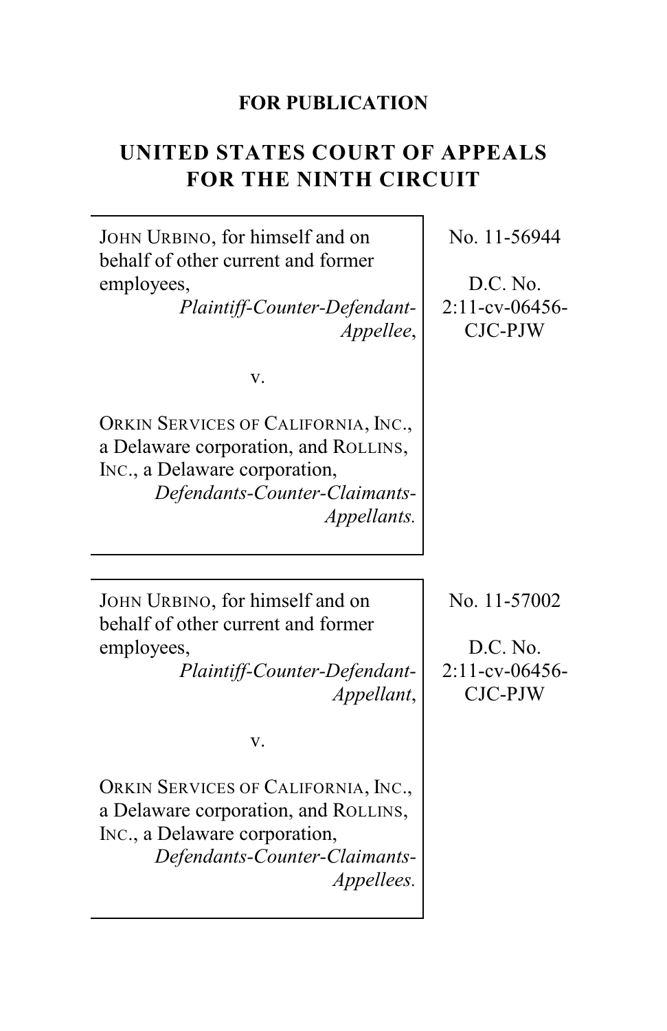**FOR PUBLICATION**

# UNITED STATES COURT OF APPEALS FOR THE NINTH CIRCUIT

| | |
|---|---|
| JOHN URBINO, for himself and on behalf of other current and former employees,<br>*Plaintiff-Counter-Defendant-Appellee*,<br><br>v.<br><br>ORKIN SERVICES OF CALIFORNIA, INC., a Delaware corporation, and ROLLINS, INC., a Delaware corporation,<br>*Defendants-Counter-Claimants-Appellants.* | No. 11-56944<br><br>D.C. No. 2:11-cv-06456-CJC-PJW |

| | |
|---|---|
| JOHN URBINO, for himself and on behalf of other current and former employees,<br>*Plaintiff-Counter-Defendant-Appellant*,<br><br>v.<br><br>ORKIN SERVICES OF CALIFORNIA, INC., a Delaware corporation, and ROLLINS, INC., a Delaware corporation,<br>*Defendants-Counter-Claimants-Appellees.* | No. 11-57002<br><br>D.C. No. 2:11-cv-06456-CJC-PJW |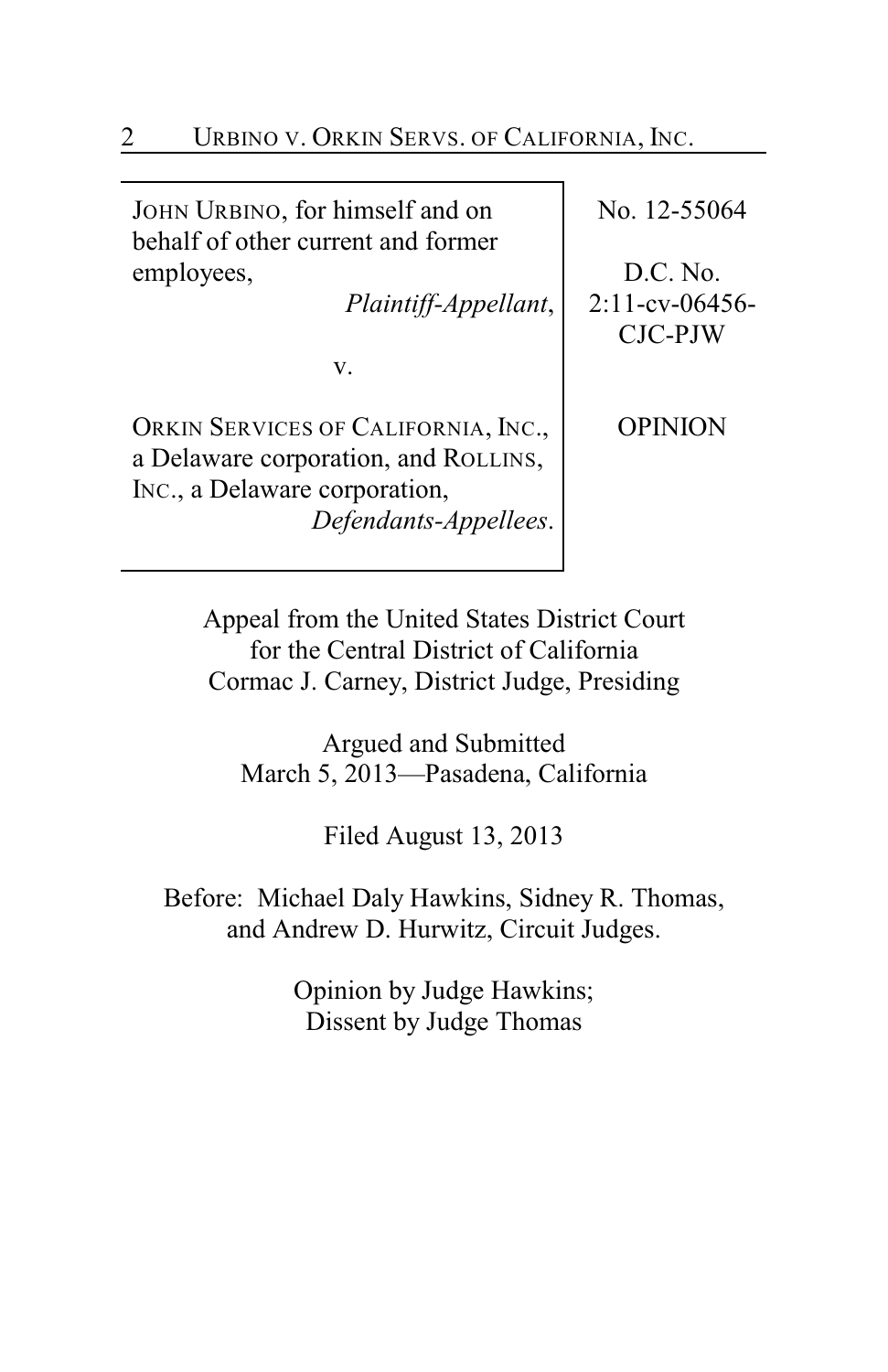| JOHN URBINO, for himself and on behalf of other current and former employees, *Plaintiff-Appellant*, v. ORKIN SERVICES OF CALIFORNIA, INC., a Delaware corporation, and ROLLINS, INC., a Delaware corporation, *Defendants-Appellees*. | No. 12-55064 D.C. No. 2:11-cv-06456-CJC-PJW OPINION |
| --- | --- |

Appeal from the United States District Court
for the Central District of California
Cormac J. Carney, District Judge, Presiding

Argued and Submitted
March 5, 2013—Pasadena, California

Filed August 13, 2013

Before: Michael Daly Hawkins, Sidney R. Thomas, and Andrew D. Hurwitz, Circuit Judges.

Opinion by Judge Hawkins;
Dissent by Judge Thomas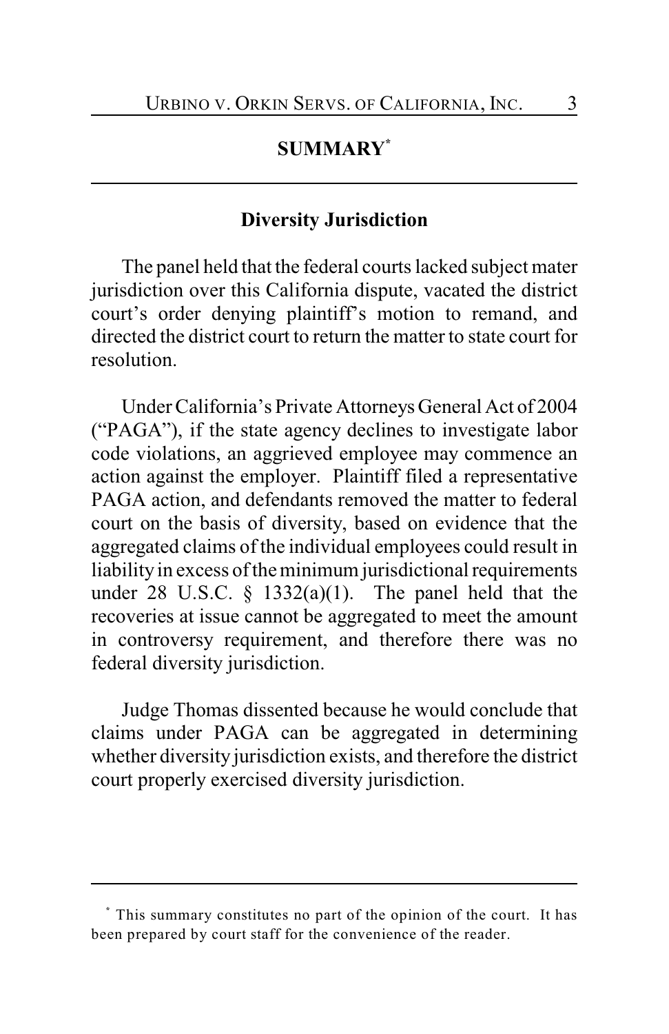# SUMMARY[*]

## Diversity Jurisdiction

The panel held that the federal courts lacked subject mater jurisdiction over this California dispute, vacated the district court's order denying plaintiff's motion to remand, and directed the district court to return the matter to state court for resolution.

Under California's Private Attorneys General Act of 2004 ("PAGA"), if the state agency declines to investigate labor code violations, an aggrieved employee may commence an action against the employer. Plaintiff filed a representative PAGA action, and defendants removed the matter to federal court on the basis of diversity, based on evidence that the aggregated claims of the individual employees could result in liability in excess of the minimum jurisdictional requirements under 28 U.S.C. § 1332(a)(1). The panel held that the recoveries at issue cannot be aggregated to meet the amount in controversy requirement, and therefore there was no federal diversity jurisdiction.

Judge Thomas dissented because he would conclude that claims under PAGA can be aggregated in determining whether diversity jurisdiction exists, and therefore the district court properly exercised diversity jurisdiction.

---

[*] This summary constitutes no part of the opinion of the court. It has been prepared by court staff for the convenience of the reader.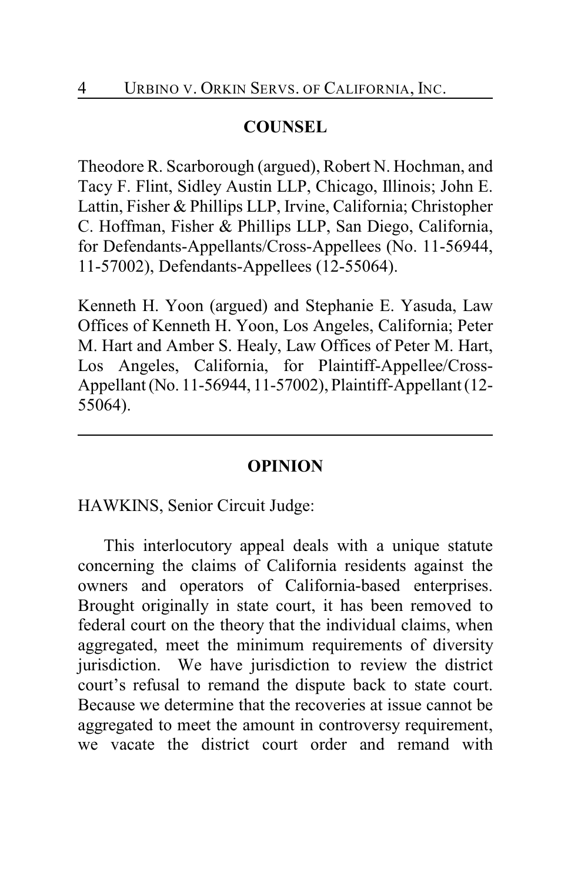## COUNSEL

Theodore R. Scarborough (argued), Robert N. Hochman, and Tacy F. Flint, Sidley Austin LLP, Chicago, Illinois; John E. Lattin, Fisher & Phillips LLP, Irvine, California; Christopher C. Hoffman, Fisher & Phillips LLP, San Diego, California, for Defendants-Appellants/Cross-Appellees (No. 11-56944, 11-57002), Defendants-Appellees (12-55064).

Kenneth H. Yoon (argued) and Stephanie E. Yasuda, Law Offices of Kenneth H. Yoon, Los Angeles, California; Peter M. Hart and Amber S. Healy, Law Offices of Peter M. Hart, Los Angeles, California, for Plaintiff-Appellee/Cross-Appellant (No. 11-56944, 11-57002), Plaintiff-Appellant (12-55064).

---

## OPINION

HAWKINS, Senior Circuit Judge:

This interlocutory appeal deals with a unique statute concerning the claims of California residents against the owners and operators of California-based enterprises. Brought originally in state court, it has been removed to federal court on the theory that the individual claims, when aggregated, meet the minimum requirements of diversity jurisdiction. We have jurisdiction to review the district court's refusal to remand the dispute back to state court. Because we determine that the recoveries at issue cannot be aggregated to meet the amount in controversy requirement, we vacate the district court order and remand with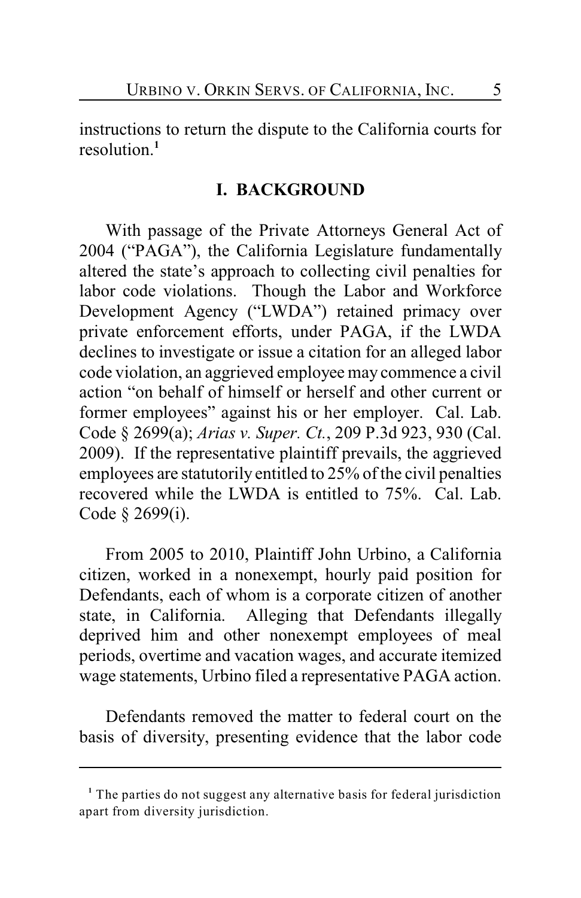instructions to return the dispute to the California courts for resolution.[1]

## I. BACKGROUND

With passage of the Private Attorneys General Act of 2004 ("PAGA"), the California Legislature fundamentally altered the state's approach to collecting civil penalties for labor code violations. Though the Labor and Workforce Development Agency ("LWDA") retained primacy over private enforcement efforts, under PAGA, if the LWDA declines to investigate or issue a citation for an alleged labor code violation, an aggrieved employee may commence a civil action "on behalf of himself or herself and other current or former employees" against his or her employer. Cal. Lab. Code § 2699(a); *Arias v. Super. Ct.*, 209 P.3d 923, 930 (Cal. 2009). If the representative plaintiff prevails, the aggrieved employees are statutorily entitled to 25% of the civil penalties recovered while the LWDA is entitled to 75%. Cal. Lab. Code § 2699(i).

From 2005 to 2010, Plaintiff John Urbino, a California citizen, worked in a nonexempt, hourly paid position for Defendants, each of whom is a corporate citizen of another state, in California. Alleging that Defendants illegally deprived him and other nonexempt employees of meal periods, overtime and vacation wages, and accurate itemized wage statements, Urbino filed a representative PAGA action.

Defendants removed the matter to federal court on the basis of diversity, presenting evidence that the labor code

---

[1] The parties do not suggest any alternative basis for federal jurisdiction apart from diversity jurisdiction.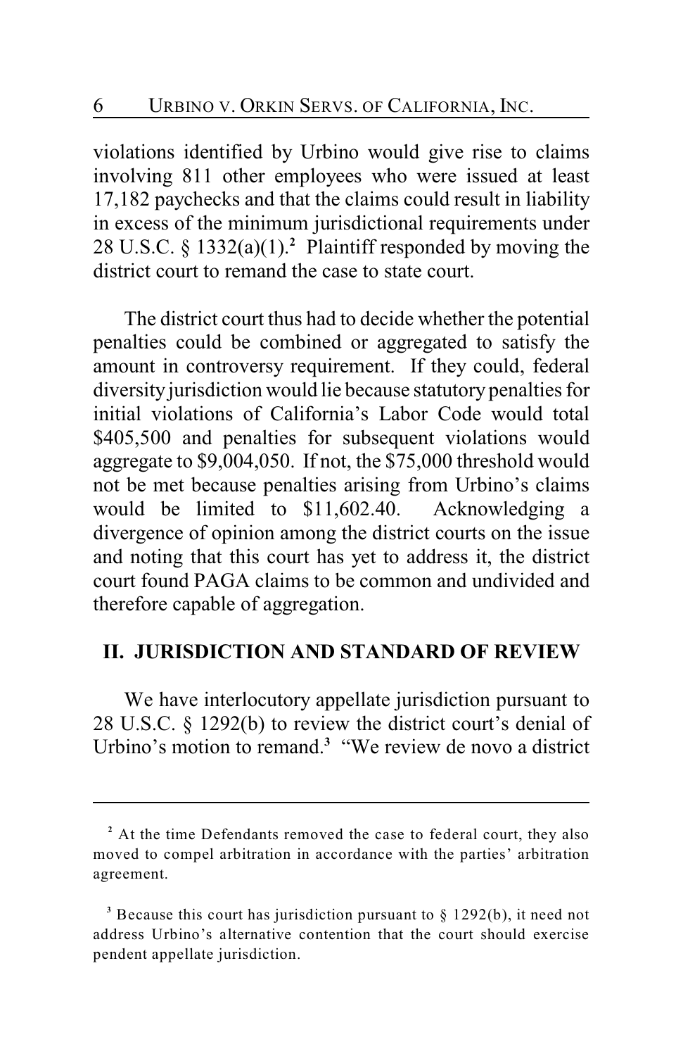violations identified by Urbino would give rise to claims involving 811 other employees who were issued at least 17,182 paychecks and that the claims could result in liability in excess of the minimum jurisdictional requirements under 28 U.S.C. § 1332(a)(1).[2] Plaintiff responded by moving the district court to remand the case to state court.

The district court thus had to decide whether the potential penalties could be combined or aggregated to satisfy the amount in controversy requirement. If they could, federal diversity jurisdiction would lie because statutory penalties for initial violations of California's Labor Code would total $405,500 and penalties for subsequent violations would aggregate to $9,004,050. If not, the $75,000 threshold would not be met because penalties arising from Urbino's claims would be limited to $11,602.40. Acknowledging a divergence of opinion among the district courts on the issue and noting that this court has yet to address it, the district court found PAGA claims to be common and undivided and therefore capable of aggregation.

## II. JURISDICTION AND STANDARD OF REVIEW

We have interlocutory appellate jurisdiction pursuant to 28 U.S.C. § 1292(b) to review the district court's denial of Urbino's motion to remand.[3] "We review de novo a district

---

[2] At the time Defendants removed the case to federal court, they also moved to compel arbitration in accordance with the parties' arbitration agreement.

[3] Because this court has jurisdiction pursuant to § 1292(b), it need not address Urbino's alternative contention that the court should exercise pendent appellate jurisdiction.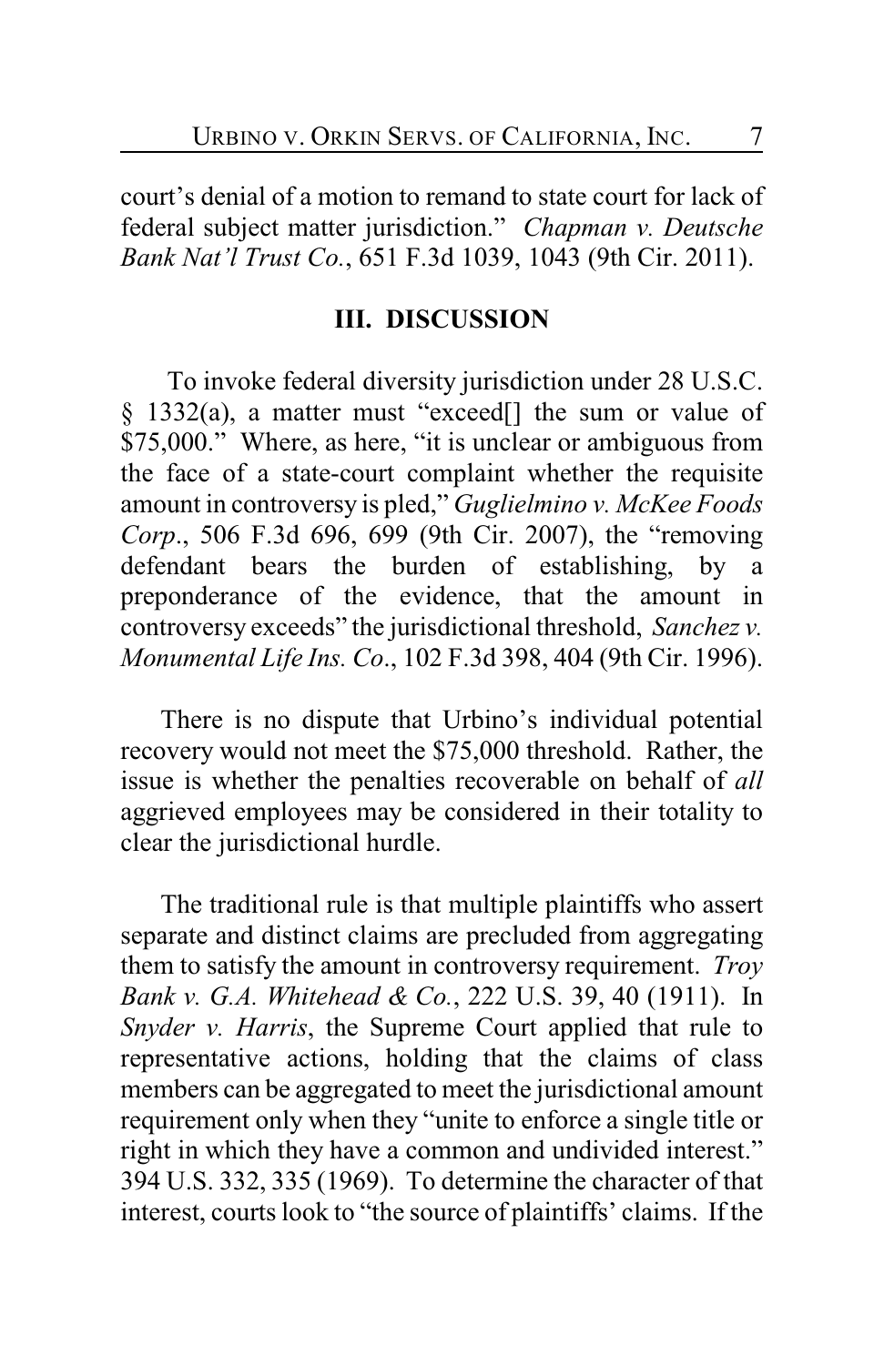court's denial of a motion to remand to state court for lack of federal subject matter jurisdiction." *Chapman v. Deutsche Bank Nat'l Trust Co.*, 651 F.3d 1039, 1043 (9th Cir. 2011).

## III. DISCUSSION

To invoke federal diversity jurisdiction under 28 U.S.C. § 1332(a), a matter must "exceed[] the sum or value of $75,000." Where, as here, "it is unclear or ambiguous from the face of a state-court complaint whether the requisite amount in controversy is pled," *Guglielmino v. McKee Foods Corp.*, 506 F.3d 696, 699 (9th Cir. 2007), the "removing defendant bears the burden of establishing, by a preponderance of the evidence, that the amount in controversy exceeds" the jurisdictional threshold, *Sanchez v. Monumental Life Ins. Co.*, 102 F.3d 398, 404 (9th Cir. 1996).

There is no dispute that Urbino's individual potential recovery would not meet the $75,000 threshold. Rather, the issue is whether the penalties recoverable on behalf of *all* aggrieved employees may be considered in their totality to clear the jurisdictional hurdle.

The traditional rule is that multiple plaintiffs who assert separate and distinct claims are precluded from aggregating them to satisfy the amount in controversy requirement. *Troy Bank v. G.A. Whitehead & Co.*, 222 U.S. 39, 40 (1911). In *Snyder v. Harris*, the Supreme Court applied that rule to representative actions, holding that the claims of class members can be aggregated to meet the jurisdictional amount requirement only when they "unite to enforce a single title or right in which they have a common and undivided interest." 394 U.S. 332, 335 (1969). To determine the character of that interest, courts look to "the source of plaintiffs' claims. If the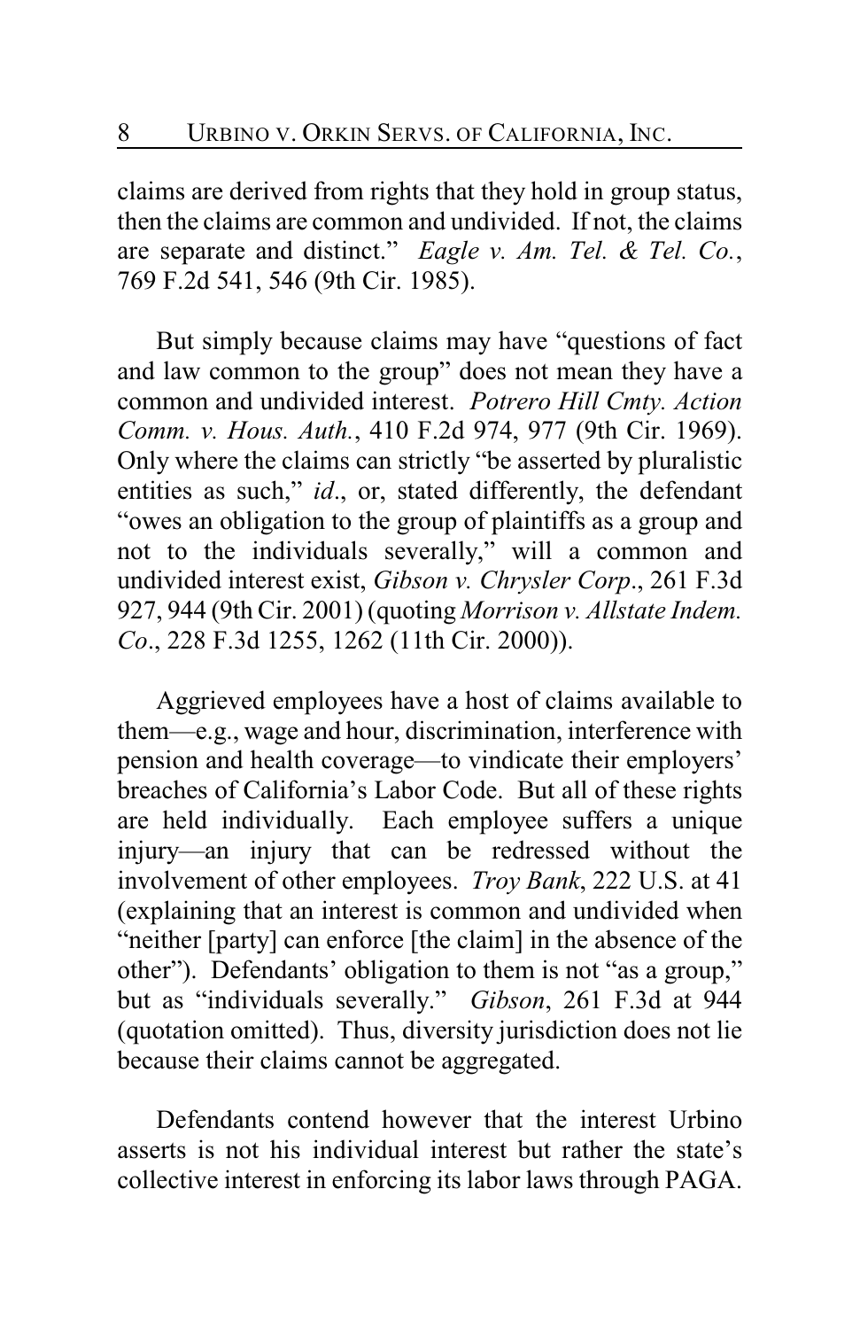claims are derived from rights that they hold in group status, then the claims are common and undivided. If not, the claims are separate and distinct." *Eagle v. Am. Tel. & Tel. Co.*, 769 F.2d 541, 546 (9th Cir. 1985).

But simply because claims may have "questions of fact and law common to the group" does not mean they have a common and undivided interest. *Potrero Hill Cmty. Action Comm. v. Hous. Auth.*, 410 F.2d 974, 977 (9th Cir. 1969). Only where the claims can strictly "be asserted by pluralistic entities as such," *id*., or, stated differently, the defendant "owes an obligation to the group of plaintiffs as a group and not to the individuals severally," will a common and undivided interest exist, *Gibson v. Chrysler Corp*., 261 F.3d 927, 944 (9th Cir. 2001) (quoting *Morrison v. Allstate Indem. Co*., 228 F.3d 1255, 1262 (11th Cir. 2000)).

Aggrieved employees have a host of claims available to them—e.g., wage and hour, discrimination, interference with pension and health coverage—to vindicate their employers' breaches of California's Labor Code. But all of these rights are held individually. Each employee suffers a unique injury—an injury that can be redressed without the involvement of other employees. *Troy Bank*, 222 U.S. at 41 (explaining that an interest is common and undivided when "neither [party] can enforce [the claim] in the absence of the other"). Defendants' obligation to them is not "as a group," but as "individuals severally." *Gibson*, 261 F.3d at 944 (quotation omitted). Thus, diversity jurisdiction does not lie because their claims cannot be aggregated.

Defendants contend however that the interest Urbino asserts is not his individual interest but rather the state's collective interest in enforcing its labor laws through PAGA.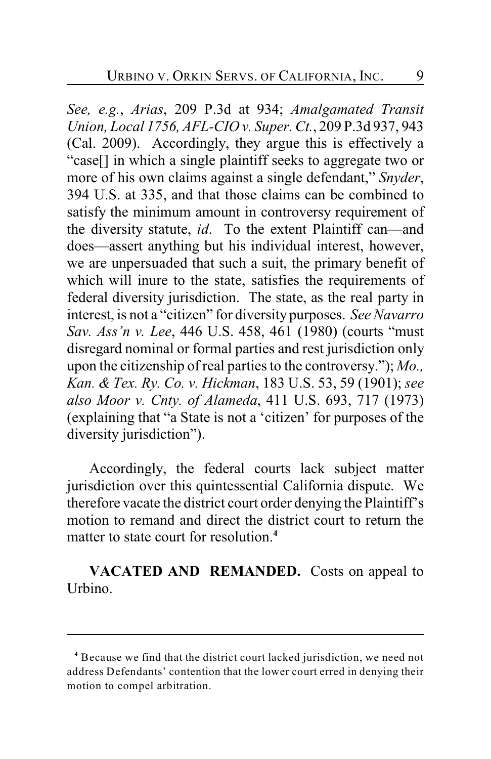*See, e.g.*, *Arias*, 209 P.3d at 934; *Amalgamated Transit Union, Local 1756, AFL-CIO v. Super. Ct.*, 209 P.3d 937, 943 (Cal. 2009). Accordingly, they argue this is effectively a "case[] in which a single plaintiff seeks to aggregate two or more of his own claims against a single defendant," *Snyder*, 394 U.S. at 335, and that those claims can be combined to satisfy the minimum amount in controversy requirement of the diversity statute, *id*. To the extent Plaintiff can—and does—assert anything but his individual interest, however, we are unpersuaded that such a suit, the primary benefit of which will inure to the state, satisfies the requirements of federal diversity jurisdiction. The state, as the real party in interest, is not a "citizen" for diversity purposes. *See Navarro Sav. Ass'n v. Lee*, 446 U.S. 458, 461 (1980) (courts "must disregard nominal or formal parties and rest jurisdiction only upon the citizenship of real parties to the controversy."); *Mo., Kan. & Tex. Ry. Co. v. Hickman*, 183 U.S. 53, 59 (1901); *see also Moor v. Cnty. of Alameda*, 411 U.S. 693, 717 (1973) (explaining that "a State is not a 'citizen' for purposes of the diversity jurisdiction").

Accordingly, the federal courts lack subject matter jurisdiction over this quintessential California dispute. We therefore vacate the district court order denying the Plaintiff's motion to remand and direct the district court to return the matter to state court for resolution.[4]

**VACATED AND REMANDED.** Costs on appeal to Urbino.

---

[4] Because we find that the district court lacked jurisdiction, we need not address Defendants' contention that the lower court erred in denying their motion to compel arbitration.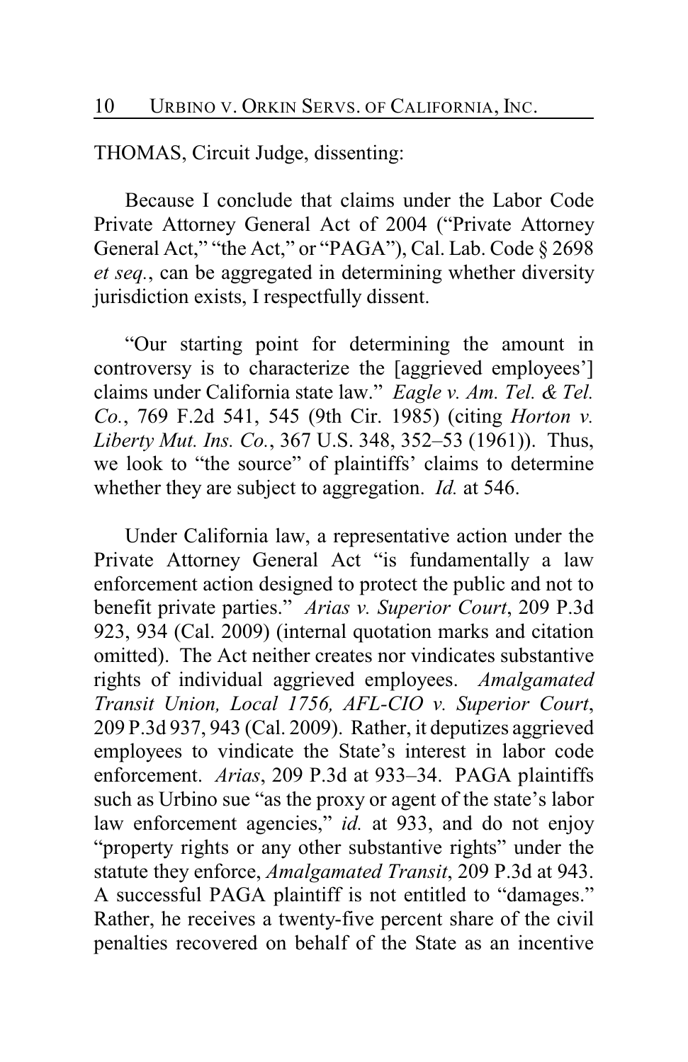THOMAS, Circuit Judge, dissenting:

Because I conclude that claims under the Labor Code Private Attorney General Act of 2004 ("Private Attorney General Act," "the Act," or "PAGA"), Cal. Lab. Code § 2698 *et seq.*, can be aggregated in determining whether diversity jurisdiction exists, I respectfully dissent.

"Our starting point for determining the amount in controversy is to characterize the [aggrieved employees'] claims under California state law." *Eagle v. Am. Tel. & Tel. Co.*, 769 F.2d 541, 545 (9th Cir. 1985) (citing *Horton v. Liberty Mut. Ins. Co.*, 367 U.S. 348, 352–53 (1961)). Thus, we look to "the source" of plaintiffs' claims to determine whether they are subject to aggregation. *Id.* at 546.

Under California law, a representative action under the Private Attorney General Act "is fundamentally a law enforcement action designed to protect the public and not to benefit private parties." *Arias v. Superior Court*, 209 P.3d 923, 934 (Cal. 2009) (internal quotation marks and citation omitted). The Act neither creates nor vindicates substantive rights of individual aggrieved employees. *Amalgamated Transit Union, Local 1756, AFL-CIO v. Superior Court*, 209 P.3d 937, 943 (Cal. 2009). Rather, it deputizes aggrieved employees to vindicate the State's interest in labor code enforcement. *Arias*, 209 P.3d at 933–34. PAGA plaintiffs such as Urbino sue "as the proxy or agent of the state's labor law enforcement agencies," *id.* at 933, and do not enjoy "property rights or any other substantive rights" under the statute they enforce, *Amalgamated Transit*, 209 P.3d at 943. A successful PAGA plaintiff is not entitled to "damages." Rather, he receives a twenty-five percent share of the civil penalties recovered on behalf of the State as an incentive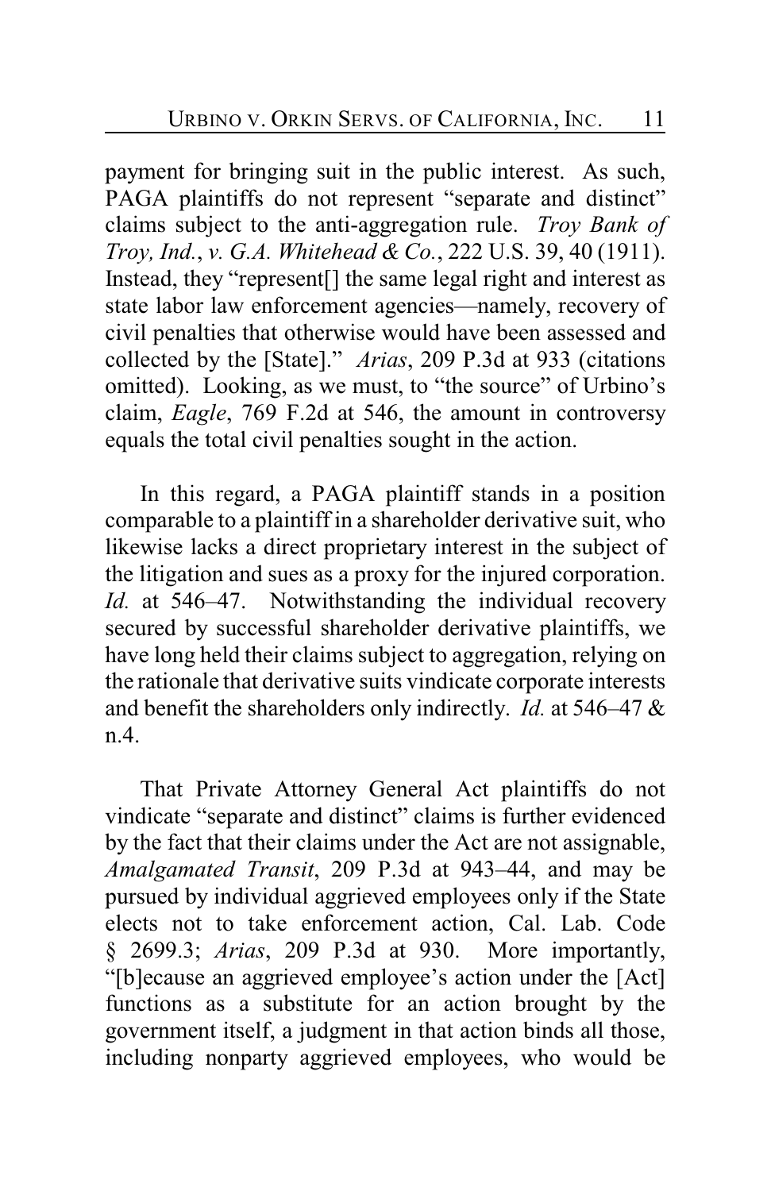payment for bringing suit in the public interest. As such, PAGA plaintiffs do not represent "separate and distinct" claims subject to the anti-aggregation rule. *Troy Bank of Troy, Ind., v. G.A. Whitehead & Co.*, 222 U.S. 39, 40 (1911). Instead, they "represent[] the same legal right and interest as state labor law enforcement agencies—namely, recovery of civil penalties that otherwise would have been assessed and collected by the [State]." *Arias*, 209 P.3d at 933 (citations omitted). Looking, as we must, to "the source" of Urbino's claim, *Eagle*, 769 F.2d at 546, the amount in controversy equals the total civil penalties sought in the action.

In this regard, a PAGA plaintiff stands in a position comparable to a plaintiff in a shareholder derivative suit, who likewise lacks a direct proprietary interest in the subject of the litigation and sues as a proxy for the injured corporation. *Id.* at 546–47. Notwithstanding the individual recovery secured by successful shareholder derivative plaintiffs, we have long held their claims subject to aggregation, relying on the rationale that derivative suits vindicate corporate interests and benefit the shareholders only indirectly. *Id.* at 546–47 & n.4.

That Private Attorney General Act plaintiffs do not vindicate "separate and distinct" claims is further evidenced by the fact that their claims under the Act are not assignable, *Amalgamated Transit*, 209 P.3d at 943–44, and may be pursued by individual aggrieved employees only if the State elects not to take enforcement action, Cal. Lab. Code § 2699.3; *Arias*, 209 P.3d at 930. More importantly, "[b]ecause an aggrieved employee's action under the [Act] functions as a substitute for an action brought by the government itself, a judgment in that action binds all those, including nonparty aggrieved employees, who would be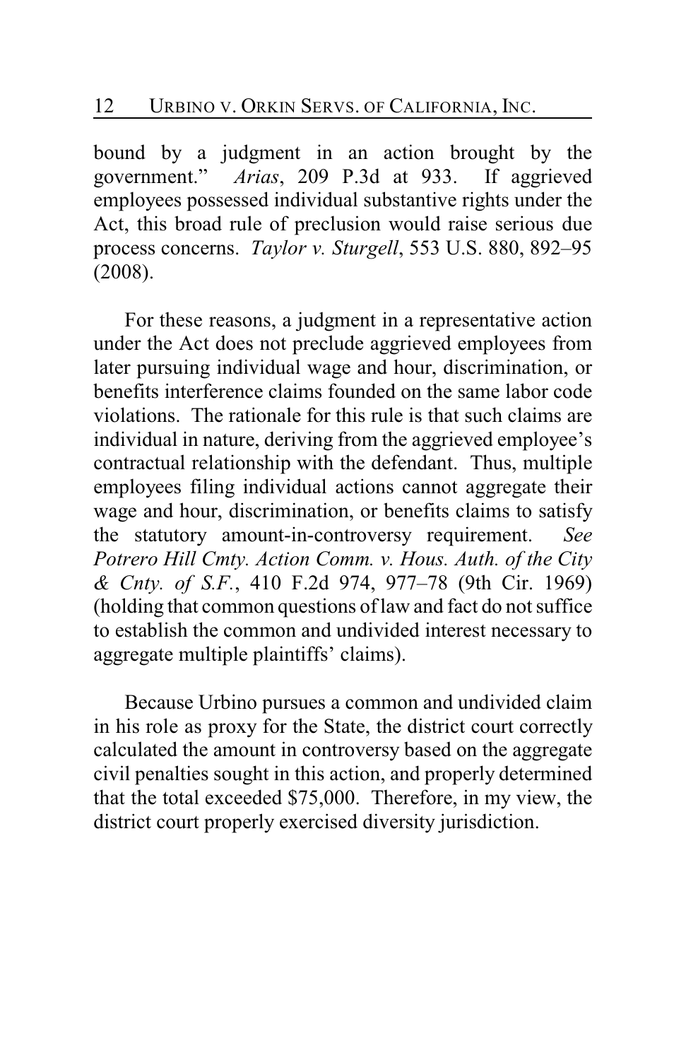bound by a judgment in an action brought by the government." *Arias*, 209 P.3d at 933. If aggrieved employees possessed individual substantive rights under the Act, this broad rule of preclusion would raise serious due process concerns. *Taylor v. Sturgell*, 553 U.S. 880, 892–95 (2008).

For these reasons, a judgment in a representative action under the Act does not preclude aggrieved employees from later pursuing individual wage and hour, discrimination, or benefits interference claims founded on the same labor code violations. The rationale for this rule is that such claims are individual in nature, deriving from the aggrieved employee's contractual relationship with the defendant. Thus, multiple employees filing individual actions cannot aggregate their wage and hour, discrimination, or benefits claims to satisfy the statutory amount-in-controversy requirement. *See Potrero Hill Cmty. Action Comm. v. Hous. Auth. of the City & Cnty. of S.F.*, 410 F.2d 974, 977–78 (9th Cir. 1969) (holding that common questions of law and fact do not suffice to establish the common and undivided interest necessary to aggregate multiple plaintiffs' claims).

Because Urbino pursues a common and undivided claim in his role as proxy for the State, the district court correctly calculated the amount in controversy based on the aggregate civil penalties sought in this action, and properly determined that the total exceeded $75,000. Therefore, in my view, the district court properly exercised diversity jurisdiction.